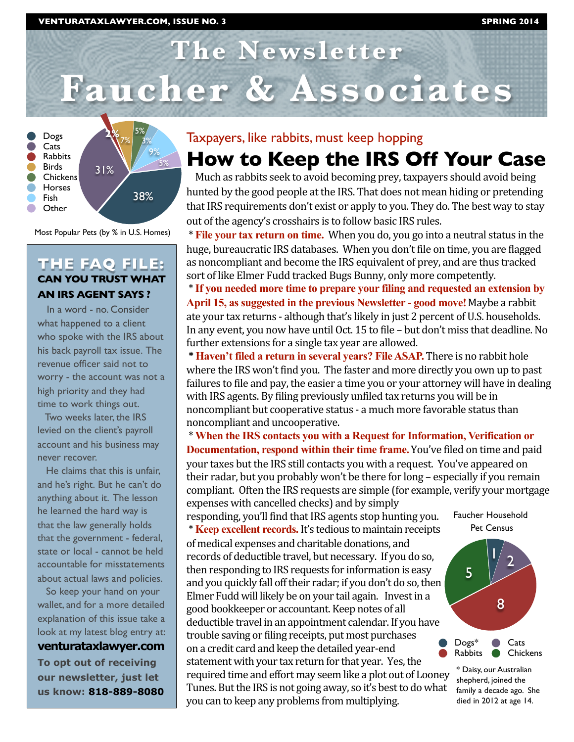# The Newsletter
# Faucher & Associates

Dogs
Cats
Rabbits
Birds
Chickens
Horses
Fish
Other

2% 7% 5% 3% 9% 5% 31% 38%

Most Popular Pets (by % in U.S. Homes)

## THE FAQ FILE: CAN YOU TRUST WHAT AN IRS AGENT SAYS ?

In a word - no. Consider what happened to a client who spoke with the IRS about his back payroll tax issue. The revenue officer said not to worry - the account was not a high priority and they had time to work things out.

Two weeks later, the IRS levied on the client's payroll account and his business may never recover.

He claims that this is unfair, and he's right. But he can't do anything about it. The lesson he learned the hard way is that the law generally holds that the government - federal, state or local - cannot be held accountable for misstatements about actual laws and policies.

So keep your hand on your wallet, and for a more detailed explanation of this issue take a look at my latest blog entry at: **venturataxlawyer.com**

**To opt out of receiving our newsletter, just let us know: 818-889-8080**

Taxpayers, like rabbits, must keep hopping

## How to Keep the IRS Off Your Case

Much as rabbits seek to avoid becoming prey, taxpayers should avoid being hunted by the good people at the IRS. That does not mean hiding or pretending that IRS requirements don't exist or apply to you. They do. The best way to stay out of the agency's crosshairs is to follow basic IRS rules.

\* **File your tax return on time.** When you do, you go into a neutral status in the huge, bureaucratic IRS databases. When you don't file on time, you are flagged as noncompliant and become the IRS equivalent of prey, and are thus tracked sort of like Elmer Fudd tracked Bugs Bunny, only more competently.

\* **If you needed more time to prepare your filing and requested an extension by April 15, as suggested in the previous Newsletter - good move!** Maybe a rabbit ate your tax returns - although that's likely in just 2 percent of U.S. households. In any event, you now have until Oct. 15 to file – but don't miss that deadline. No further extensions for a single tax year are allowed.

\* **Haven't filed a return in several years? File ASAP.** There is no rabbit hole where the IRS won't find you. The faster and more directly you own up to past failures to file and pay, the easier a time you or your attorney will have in dealing with IRS agents. By filing previously unfiled tax returns you will be in noncompliant but cooperative status - a much more favorable status than noncompliant and uncooperative.

\* **When the IRS contacts you with a Request for Information, Verification or Documentation, respond within their time frame.** You've filed on time and paid your taxes but the IRS still contacts you with a request. You've appeared on their radar, but you probably won't be there for long – especially if you remain compliant. Often the IRS requests are simple (for example, verify your mortgage expenses with cancelled checks) and by simply responding, you'll find that IRS agents stop hunting you.

\* **Keep excellent records.** It's tedious to maintain receipts of medical expenses and charitable donations, and records of deductible travel, but necessary. If you do so, then responding to IRS requests for information is easy and you quickly fall off their radar; if you don't do so, then Elmer Fudd will likely be on your tail again. Invest in a good bookkeeper or accountant. Keep notes of all deductible travel in an appointment calendar. If you have trouble saving or filing receipts, put most purchases on a credit card and keep the detailed year-end statement with your tax return for that year. Yes, the required time and effort may seem like a plot out of Looney Tunes. But the IRS is not going away, so it's best to do what you can to keep any problems from multiplying.

Faucher Household Pet Census

1 2 8 5

Dogs* Cats Rabbits Chickens

\* Daisy, our Australian shepherd, joined the family a decade ago. She died in 2012 at age 14.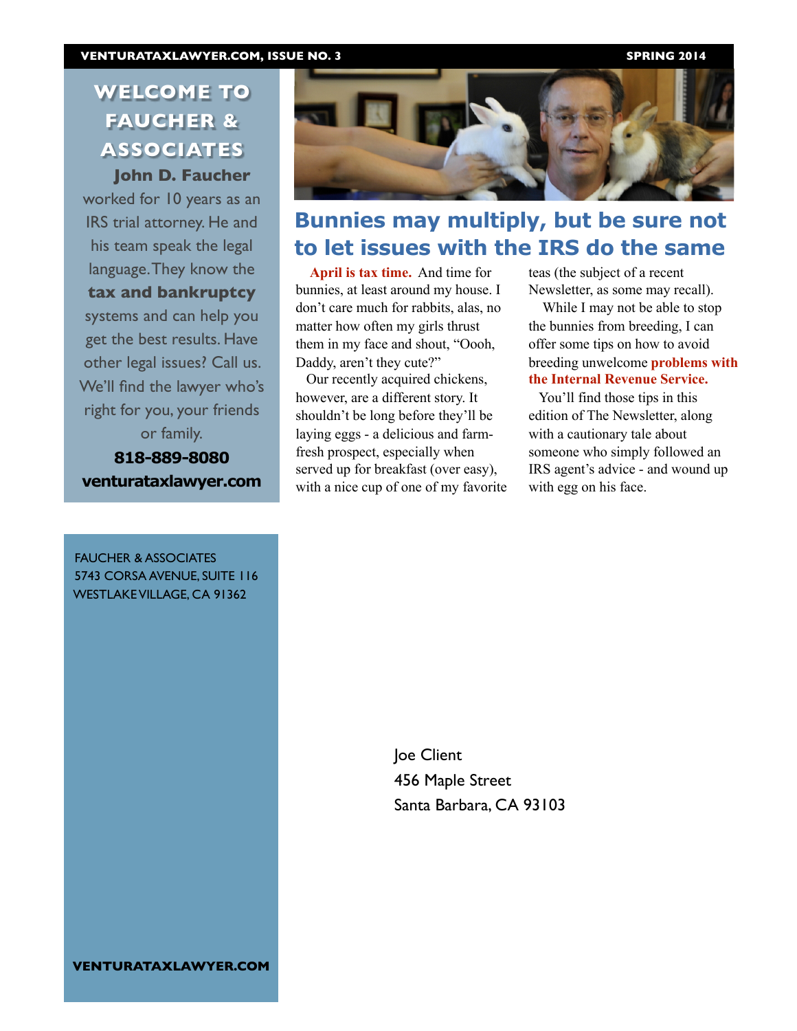# WELCOME TO FAUCHER & ASSOCIATES

**John D. Faucher** worked for 10 years as an IRS trial attorney. He and his team speak the legal language. They know the **tax and bankruptcy** systems and can help you get the best results. Have other legal issues? Call us. We'll find the lawyer who's right for you, your friends or family.

**818-889-8080**
**venturataxlawyer.com**

## Bunnies may multiply, but be sure not to let issues with the IRS do the same

**April is tax time.** And time for bunnies, at least around my house. I don't care much for rabbits, alas, no matter how often my girls thrust them in my face and shout, "Oooh, Daddy, aren't they cute?"

Our recently acquired chickens, however, are a different story. It shouldn't be long before they'll be laying eggs - a delicious and farm-fresh prospect, especially when served up for breakfast (over easy), with a nice cup of one of my favorite teas (the subject of a recent Newsletter, as some may recall).

While I may not be able to stop the bunnies from breeding, I can offer some tips on how to avoid breeding unwelcome **problems with the Internal Revenue Service.**

You'll find those tips in this edition of The Newsletter, along with a cautionary tale about someone who simply followed an IRS agent's advice - and wound up with egg on his face.

FAUCHER & ASSOCIATES
5743 CORSA AVENUE, SUITE 116
WESTLAKE VILLAGE, CA 91362

Joe Client
456 Maple Street
Santa Barbara, CA 93103

**VENTURATAXLAWYER.COM**